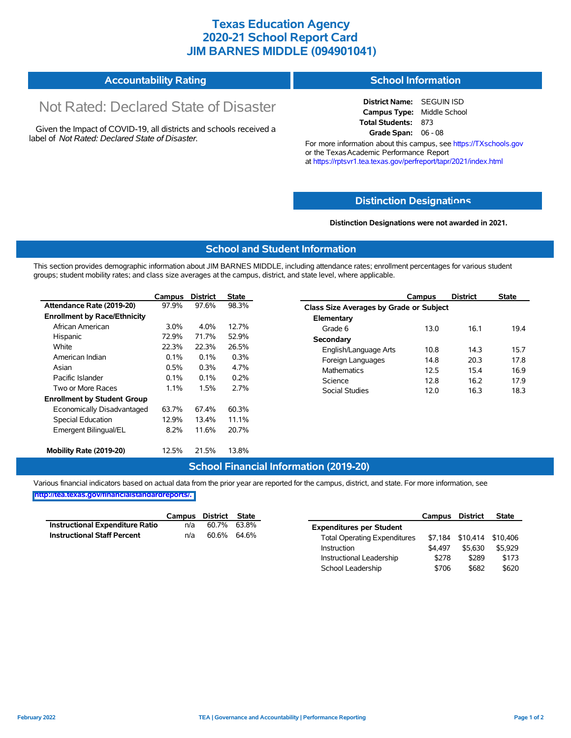# Texas Education Agency
# 2020-21 School Report Card
# JIM BARNES MIDDLE (094901041)

## Accountability Rating

Not Rated: Declared State of Disaster

Given the Impact of COVID-19, all districts and schools received a label of *Not Rated: Declared State of Disaster*.

## School Information

**District Name:** SEGUIN ISD
**Campus Type:** Middle School
**Total Students:** 873
**Grade Span:** 06 - 08

For more information about this campus, see https://TXschools.gov or the Texas Academic Performance Report at https://rptsvr1.tea.texas.gov/perfreport/tapr/2021/index.html

## Distinction Designations

**Distinction Designations were not awarded in 2021.**

## School and Student Information

This section provides demographic information about JIM BARNES MIDDLE, including attendance rates; enrollment percentages for various student groups; student mobility rates; and class size averages at the campus, district, and state level, where applicable.

| | Campus | District | State |
|---|---|---|---|
| **Attendance Rate (2019-20)** | 97.9% | 97.6% | 98.3% |
| **Enrollment by Race/Ethnicity** | | | |
| African American | 3.0% | 4.0% | 12.7% |
| Hispanic | 72.9% | 71.7% | 52.9% |
| White | 22.3% | 22.3% | 26.5% |
| American Indian | 0.1% | 0.1% | 0.3% |
| Asian | 0.5% | 0.3% | 4.7% |
| Pacific Islander | 0.1% | 0.1% | 0.2% |
| Two or More Races | 1.1% | 1.5% | 2.7% |
| **Enrollment by Student Group** | | | |
| Economically Disadvantaged | 63.7% | 67.4% | 60.3% |
| Special Education | 12.9% | 13.4% | 11.1% |
| Emergent Bilingual/EL | 8.2% | 11.6% | 20.7% |
| **Mobility Rate (2019-20)** | 12.5% | 21.5% | 13.8% |

| | Campus | District | State |
|---|---|---|---|
| **Class Size Averages by Grade or Subject** | | | |
| **Elementary** | | | |
| Grade 6 | 13.0 | 16.1 | 19.4 |
| **Secondary** | | | |
| English/Language Arts | 10.8 | 14.3 | 15.7 |
| Foreign Languages | 14.8 | 20.3 | 17.8 |
| Mathematics | 12.5 | 15.4 | 16.9 |
| Science | 12.8 | 16.2 | 17.9 |
| Social Studies | 12.0 | 16.3 | 18.3 |

## School Financial Information (2019-20)

Various financial indicators based on actual data from the prior year are reported for the campus, district, and state. For more information, see http://tea.texas.gov/financialstandardreports/.

| | Campus | District | State |
|---|---|---|---|
| **Instructional Expenditure Ratio** | n/a | 60.7% | 63.8% |
| **Instructional Staff Percent** | n/a | 60.6% | 64.6% |

| | Campus | District | State |
|---|---|---|---|
| **Expenditures per Student** | | | |
| Total Operating Expenditures | $7,184 | $10,414 | $10,406 |
| Instruction | $4,497 | $5,630 | $5,929 |
| Instructional Leadership | $278 | $289 | $173 |
| School Leadership | $706 | $682 | $620 |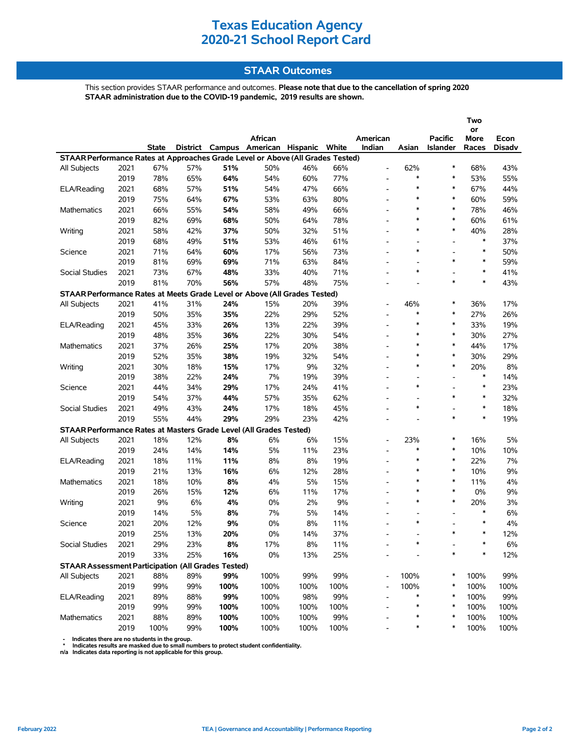# Texas Education Agency
# 2020-21 School Report Card

## STAAR Outcomes

This section provides STAAR performance and outcomes. **Please note that due to the cancellation of spring 2020 STAAR administration due to the COVID-19 pandemic, 2019 results are shown.**

| | | State | District | Campus | African American | Hispanic | White | American Indian | Asian | Pacific Islander | Two or More Races | Econ Disadv |
|---|---|---|---|---|---|---|---|---|---|---|---|---|
| **STAAR Performance Rates at Approaches Grade Level or Above (All Grades Tested)** | | | | | | | | | | | | |
| All Subjects | 2021 | 67% | 57% | **51%** | 50% | 46% | 66% | - | 62% | * | 68% | 43% |
| | 2019 | 78% | 65% | **64%** | 54% | 60% | 77% | - | * | * | 53% | 55% |
| ELA/Reading | 2021 | 68% | 57% | **51%** | 54% | 47% | 66% | - | * | * | 67% | 44% |
| | 2019 | 75% | 64% | **67%** | 53% | 63% | 80% | - | * | * | 60% | 59% |
| Mathematics | 2021 | 66% | 55% | **54%** | 58% | 49% | 66% | - | * | * | 78% | 46% |
| | 2019 | 82% | 69% | **68%** | 50% | 64% | 78% | - | * | * | 60% | 61% |
| Writing | 2021 | 58% | 42% | **37%** | 50% | 32% | 51% | - | * | * | 40% | 28% |
| | 2019 | 68% | 49% | **51%** | 53% | 46% | 61% | - | - | - | * | 37% |
| Science | 2021 | 71% | 64% | **60%** | 17% | 56% | 73% | - | * | - | * | 50% |
| | 2019 | 81% | 69% | **69%** | 71% | 63% | 84% | - | - | * | * | 59% |
| Social Studies | 2021 | 73% | 67% | **48%** | 33% | 40% | 71% | - | * | - | * | 41% |
| | 2019 | 81% | 70% | **56%** | 57% | 48% | 75% | - | - | * | * | 43% |
| **STAAR Performance Rates at Meets Grade Level or Above (All Grades Tested)** | | | | | | | | | | | | |
| All Subjects | 2021 | 41% | 31% | **24%** | 15% | 20% | 39% | - | 46% | * | 36% | 17% |
| | 2019 | 50% | 35% | **35%** | 22% | 29% | 52% | - | * | * | 27% | 26% |
| ELA/Reading | 2021 | 45% | 33% | **26%** | 13% | 22% | 39% | - | * | * | 33% | 19% |
| | 2019 | 48% | 35% | **36%** | 22% | 30% | 54% | - | * | * | 30% | 27% |
| Mathematics | 2021 | 37% | 26% | **25%** | 17% | 20% | 38% | - | * | * | 44% | 17% |
| | 2019 | 52% | 35% | **38%** | 19% | 32% | 54% | - | * | * | 30% | 29% |
| Writing | 2021 | 30% | 18% | **15%** | 17% | 9% | 32% | - | * | * | 20% | 8% |
| | 2019 | 38% | 22% | **24%** | 7% | 19% | 39% | - | - | - | * | 14% |
| Science | 2021 | 44% | 34% | **29%** | 17% | 24% | 41% | - | * | - | * | 23% |
| | 2019 | 54% | 37% | **44%** | 57% | 35% | 62% | - | - | * | * | 32% |
| Social Studies | 2021 | 49% | 43% | **24%** | 17% | 18% | 45% | - | * | - | * | 18% |
| | 2019 | 55% | 44% | **29%** | 29% | 23% | 42% | - | - | * | * | 19% |
| **STAAR Performance Rates at Masters Grade Level (All Grades Tested)** | | | | | | | | | | | | |
| All Subjects | 2021 | 18% | 12% | **8%** | 6% | 6% | 15% | - | 23% | * | 16% | 5% |
| | 2019 | 24% | 14% | **14%** | 5% | 11% | 23% | - | * | * | 10% | 10% |
| ELA/Reading | 2021 | 18% | 11% | **11%** | 8% | 8% | 19% | - | * | * | 22% | 7% |
| | 2019 | 21% | 13% | **16%** | 6% | 12% | 28% | - | * | * | 10% | 9% |
| Mathematics | 2021 | 18% | 10% | **8%** | 4% | 5% | 15% | - | * | * | 11% | 4% |
| | 2019 | 26% | 15% | **12%** | 6% | 11% | 17% | - | * | * | 0% | 9% |
| Writing | 2021 | 9% | 6% | **4%** | 0% | 2% | 9% | - | * | * | 20% | 3% |
| | 2019 | 14% | 5% | **8%** | 7% | 5% | 14% | - | - | - | * | 6% |
| Science | 2021 | 20% | 12% | **9%** | 0% | 8% | 11% | - | * | - | * | 4% |
| | 2019 | 25% | 13% | **20%** | 0% | 14% | 37% | - | - | * | * | 12% |
| Social Studies | 2021 | 29% | 23% | **8%** | 17% | 8% | 11% | - | * | - | * | 6% |
| | 2019 | 33% | 25% | **16%** | 0% | 13% | 25% | - | - | * | * | 12% |
| **STAAR Assessment Participation (All Grades Tested)** | | | | | | | | | | | | |
| All Subjects | 2021 | 88% | 89% | **99%** | 100% | 99% | 99% | - | 100% | * | 100% | 99% |
| | 2019 | 99% | 99% | **100%** | 100% | 100% | 100% | - | 100% | * | 100% | 100% |
| ELA/Reading | 2021 | 89% | 88% | **99%** | 100% | 98% | 99% | - | * | * | 100% | 99% |
| | 2019 | 99% | 99% | **100%** | 100% | 100% | 100% | - | * | * | 100% | 100% |
| Mathematics | 2021 | 88% | 89% | **100%** | 100% | 100% | 99% | - | * | * | 100% | 100% |
| | 2019 | 100% | 99% | **100%** | 100% | 100% | 100% | - | * | * | 100% | 100% |

**-** Indicates there are no students in the group.
**\*** Indicates results are masked due to small numbers to protect student confidentiality.
**n/a** Indicates data reporting is not applicable for this group.